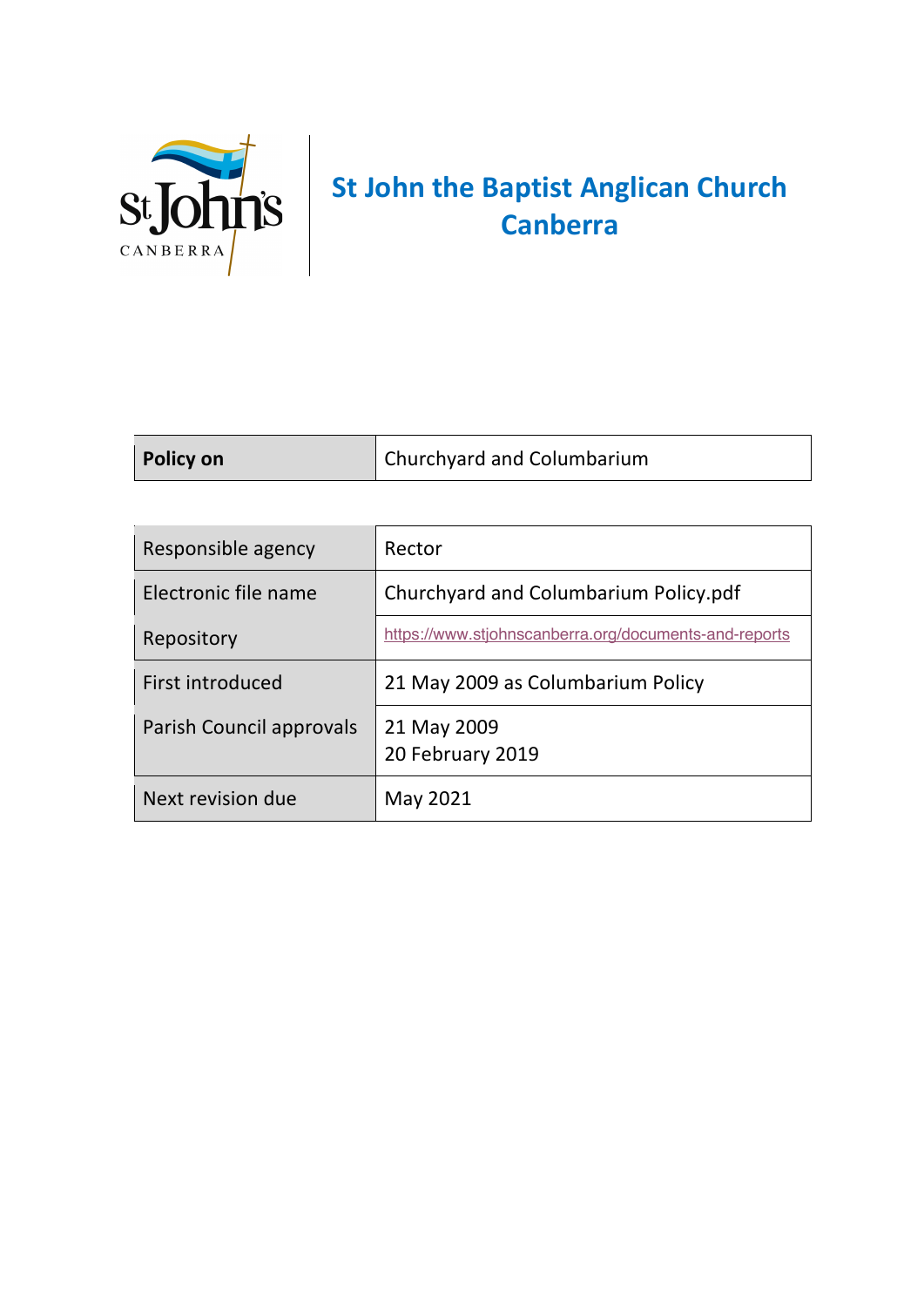# St John the Baptist Anglican Church Canberra

| **Policy on** | Churchyard and Columbarium |
|---|---|

| | |
|---|---|
| Responsible agency | Rector |
| Electronic file name | Churchyard and Columbarium Policy.pdf |
| Repository | https://www.stjohnscanberra.org/documents-and-reports |
| First introduced | 21 May 2009 as Columbarium Policy |
| Parish Council approvals | 21 May 2009<br>20 February 2019 |
| Next revision due | May 2021 |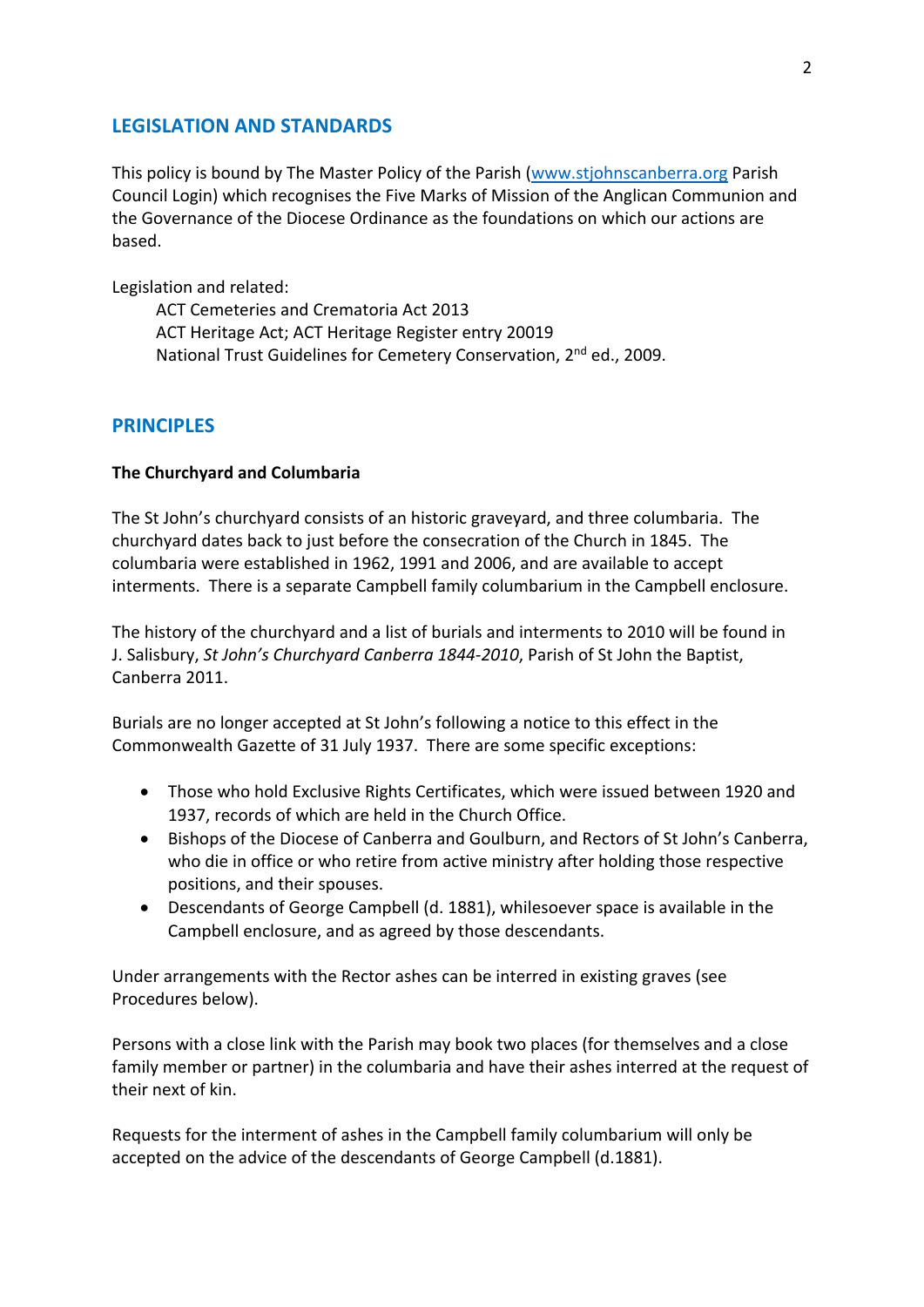## LEGISLATION AND STANDARDS

This policy is bound by The Master Policy of the Parish (www.stjohnscanberra.org Parish Council Login) which recognises the Five Marks of Mission of the Anglican Communion and the Governance of the Diocese Ordinance as the foundations on which our actions are based.

Legislation and related:

ACT Cemeteries and Crematoria Act 2013
ACT Heritage Act; ACT Heritage Register entry 20019
National Trust Guidelines for Cemetery Conservation, 2nd ed., 2009.

## PRINCIPLES

### The Churchyard and Columbaria

The St John's churchyard consists of an historic graveyard, and three columbaria. The churchyard dates back to just before the consecration of the Church in 1845. The columbaria were established in 1962, 1991 and 2006, and are available to accept interments. There is a separate Campbell family columbarium in the Campbell enclosure.

The history of the churchyard and a list of burials and interments to 2010 will be found in J. Salisbury, *St John's Churchyard Canberra 1844-2010*, Parish of St John the Baptist, Canberra 2011.

Burials are no longer accepted at St John's following a notice to this effect in the Commonwealth Gazette of 31 July 1937. There are some specific exceptions:

- Those who hold Exclusive Rights Certificates, which were issued between 1920 and 1937, records of which are held in the Church Office.
- Bishops of the Diocese of Canberra and Goulburn, and Rectors of St John's Canberra, who die in office or who retire from active ministry after holding those respective positions, and their spouses.
- Descendants of George Campbell (d. 1881), whilesoever space is available in the Campbell enclosure, and as agreed by those descendants.

Under arrangements with the Rector ashes can be interred in existing graves (see Procedures below).

Persons with a close link with the Parish may book two places (for themselves and a close family member or partner) in the columbaria and have their ashes interred at the request of their next of kin.

Requests for the interment of ashes in the Campbell family columbarium will only be accepted on the advice of the descendants of George Campbell (d.1881).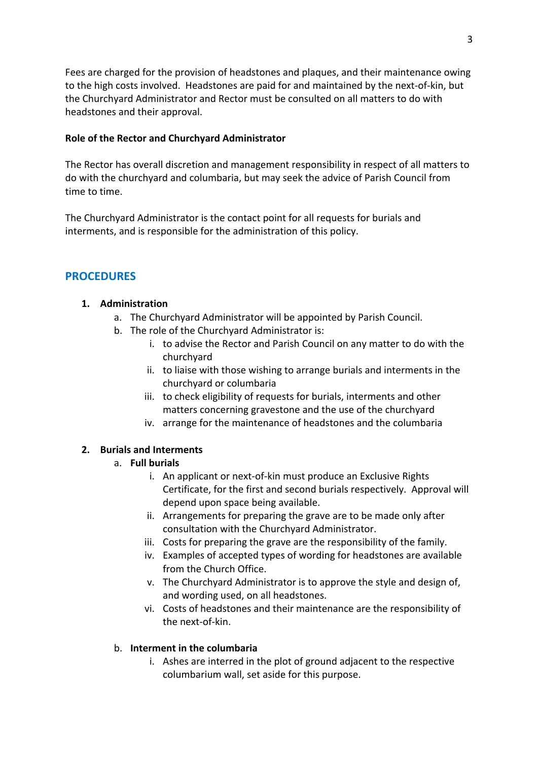Fees are charged for the provision of headstones and plaques, and their maintenance owing to the high costs involved. Headstones are paid for and maintained by the next-of-kin, but the Churchyard Administrator and Rector must be consulted on all matters to do with headstones and their approval.

**Role of the Rector and Churchyard Administrator**

The Rector has overall discretion and management responsibility in respect of all matters to do with the churchyard and columbaria, but may seek the advice of Parish Council from time to time.

The Churchyard Administrator is the contact point for all requests for burials and interments, and is responsible for the administration of this policy.

## PROCEDURES

1. **Administration**
   a. The Churchyard Administrator will be appointed by Parish Council.
   b. The role of the Churchyard Administrator is:
      i. to advise the Rector and Parish Council on any matter to do with the churchyard
      ii. to liaise with those wishing to arrange burials and interments in the churchyard or columbaria
      iii. to check eligibility of requests for burials, interments and other matters concerning gravestone and the use of the churchyard
      iv. arrange for the maintenance of headstones and the columbaria

2. **Burials and Interments**
   a. **Full burials**
      i. An applicant or next-of-kin must produce an Exclusive Rights Certificate, for the first and second burials respectively. Approval will depend upon space being available.
      ii. Arrangements for preparing the grave are to be made only after consultation with the Churchyard Administrator.
      iii. Costs for preparing the grave are the responsibility of the family.
      iv. Examples of accepted types of wording for headstones are available from the Church Office.
      v. The Churchyard Administrator is to approve the style and design of, and wording used, on all headstones.
      vi. Costs of headstones and their maintenance are the responsibility of the next-of-kin.

   b. **Interment in the columbaria**
      i. Ashes are interred in the plot of ground adjacent to the respective columbarium wall, set aside for this purpose.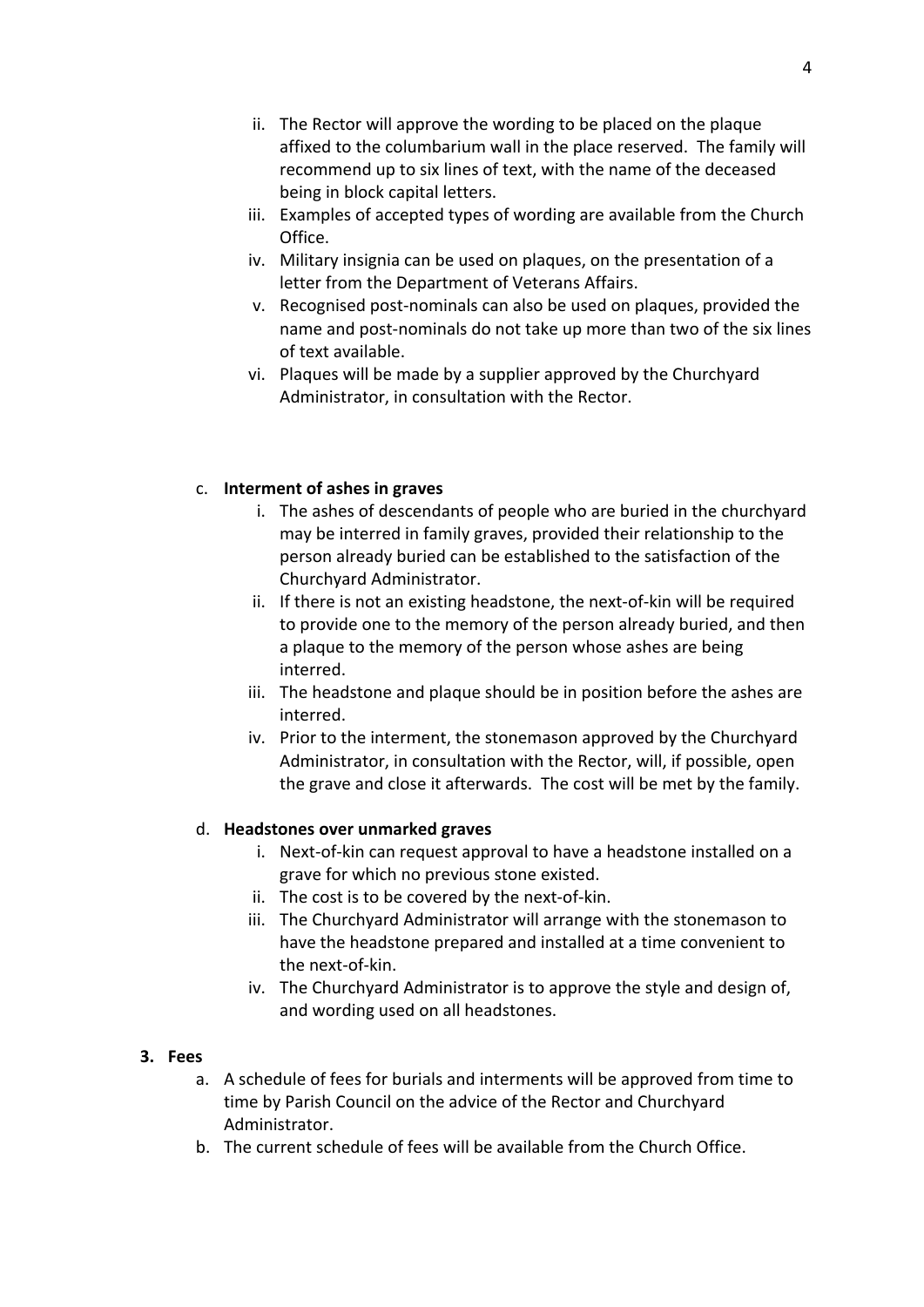ii. The Rector will approve the wording to be placed on the plaque affixed to the columbarium wall in the place reserved. The family will recommend up to six lines of text, with the name of the deceased being in block capital letters.
   iii. Examples of accepted types of wording are available from the Church Office.
   iv. Military insignia can be used on plaques, on the presentation of a letter from the Department of Veterans Affairs.
   v. Recognised post-nominals can also be used on plaques, provided the name and post-nominals do not take up more than two of the six lines of text available.
   vi. Plaques will be made by a supplier approved by the Churchyard Administrator, in consultation with the Rector.

c. **Interment of ashes in graves**
   i. The ashes of descendants of people who are buried in the churchyard may be interred in family graves, provided their relationship to the person already buried can be established to the satisfaction of the Churchyard Administrator.
   ii. If there is not an existing headstone, the next-of-kin will be required to provide one to the memory of the person already buried, and then a plaque to the memory of the person whose ashes are being interred.
   iii. The headstone and plaque should be in position before the ashes are interred.
   iv. Prior to the interment, the stonemason approved by the Churchyard Administrator, in consultation with the Rector, will, if possible, open the grave and close it afterwards. The cost will be met by the family.

d. **Headstones over unmarked graves**
   i. Next-of-kin can request approval to have a headstone installed on a grave for which no previous stone existed.
   ii. The cost is to be covered by the next-of-kin.
   iii. The Churchyard Administrator will arrange with the stonemason to have the headstone prepared and installed at a time convenient to the next-of-kin.
   iv. The Churchyard Administrator is to approve the style and design of, and wording used on all headstones.

**3. Fees**

a. A schedule of fees for burials and interments will be approved from time to time by Parish Council on the advice of the Rector and Churchyard Administrator.
b. The current schedule of fees will be available from the Church Office.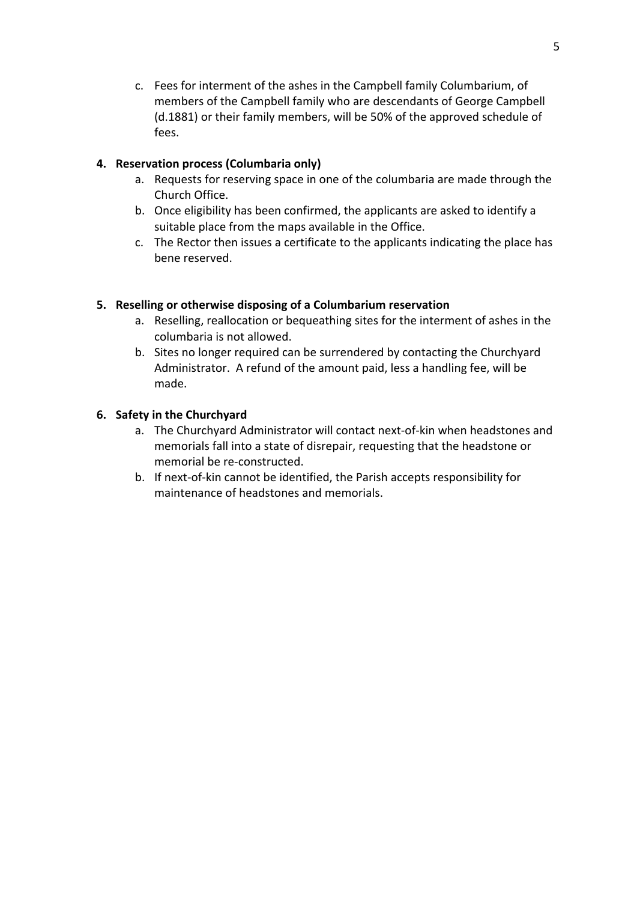c. Fees for interment of the ashes in the Campbell family Columbarium, of members of the Campbell family who are descendants of George Campbell (d.1881) or their family members, will be 50% of the approved schedule of fees.

**4. Reservation process (Columbaria only)**

a. Requests for reserving space in one of the columbaria are made through the Church Office.
b. Once eligibility has been confirmed, the applicants are asked to identify a suitable place from the maps available in the Office.
c. The Rector then issues a certificate to the applicants indicating the place has bene reserved.

**5. Reselling or otherwise disposing of a Columbarium reservation**

a. Reselling, reallocation or bequeathing sites for the interment of ashes in the columbaria is not allowed.
b. Sites no longer required can be surrendered by contacting the Churchyard Administrator. A refund of the amount paid, less a handling fee, will be made.

**6. Safety in the Churchyard**

a. The Churchyard Administrator will contact next-of-kin when headstones and memorials fall into a state of disrepair, requesting that the headstone or memorial be re-constructed.
b. If next-of-kin cannot be identified, the Parish accepts responsibility for maintenance of headstones and memorials.